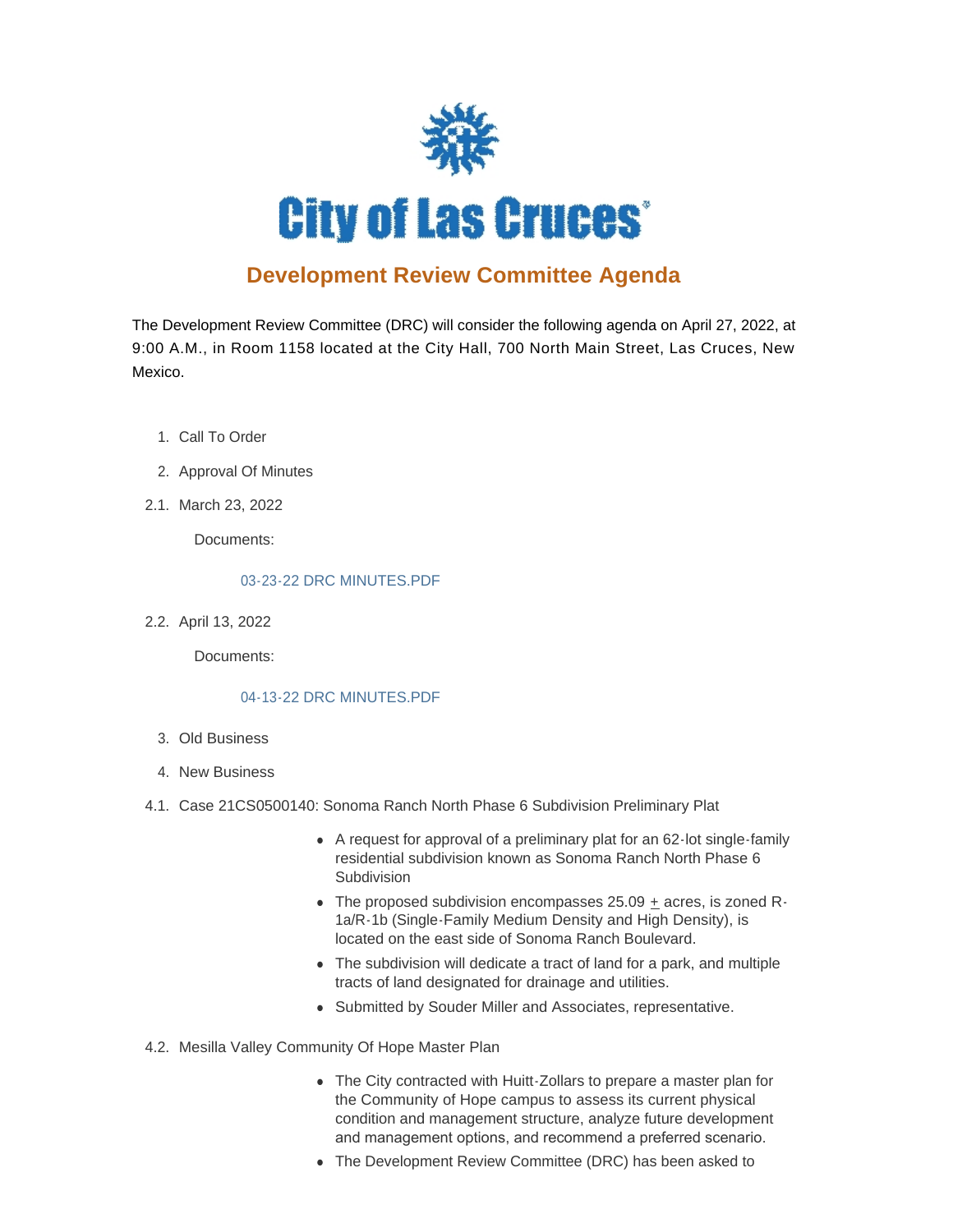# City of Las Cruces

## Development Review Committee Agenda

The Development Review Committee (DRC) will consider the following agenda on April 27, 2022, at 9:00 A.M., in Room 1158 located at the City Hall, 700 North Main Street, Las Cruces, New Mexico.

1. Call To Order
2. Approval Of Minutes

2.1. March 23, 2022

Documents:

03-23-22 DRC MINUTES.PDF

2.2. April 13, 2022

Documents:

04-13-22 DRC MINUTES.PDF

3. Old Business
4. New Business

4.1. Case 21CS0500140: Sonoma Ranch North Phase 6 Subdivision Preliminary Plat

- A request for approval of a preliminary plat for an 62-lot single-family residential subdivision known as Sonoma Ranch North Phase 6 Subdivision
- The proposed subdivision encompasses 25.09 ± acres, is zoned R-1a/R-1b (Single-Family Medium Density and High Density), is located on the east side of Sonoma Ranch Boulevard.
- The subdivision will dedicate a tract of land for a park, and multiple tracts of land designated for drainage and utilities.
- Submitted by Souder Miller and Associates, representative.

4.2. Mesilla Valley Community Of Hope Master Plan

- The City contracted with Huitt-Zollars to prepare a master plan for the Community of Hope campus to assess its current physical condition and management structure, analyze future development and management options, and recommend a preferred scenario.
- The Development Review Committee (DRC) has been asked to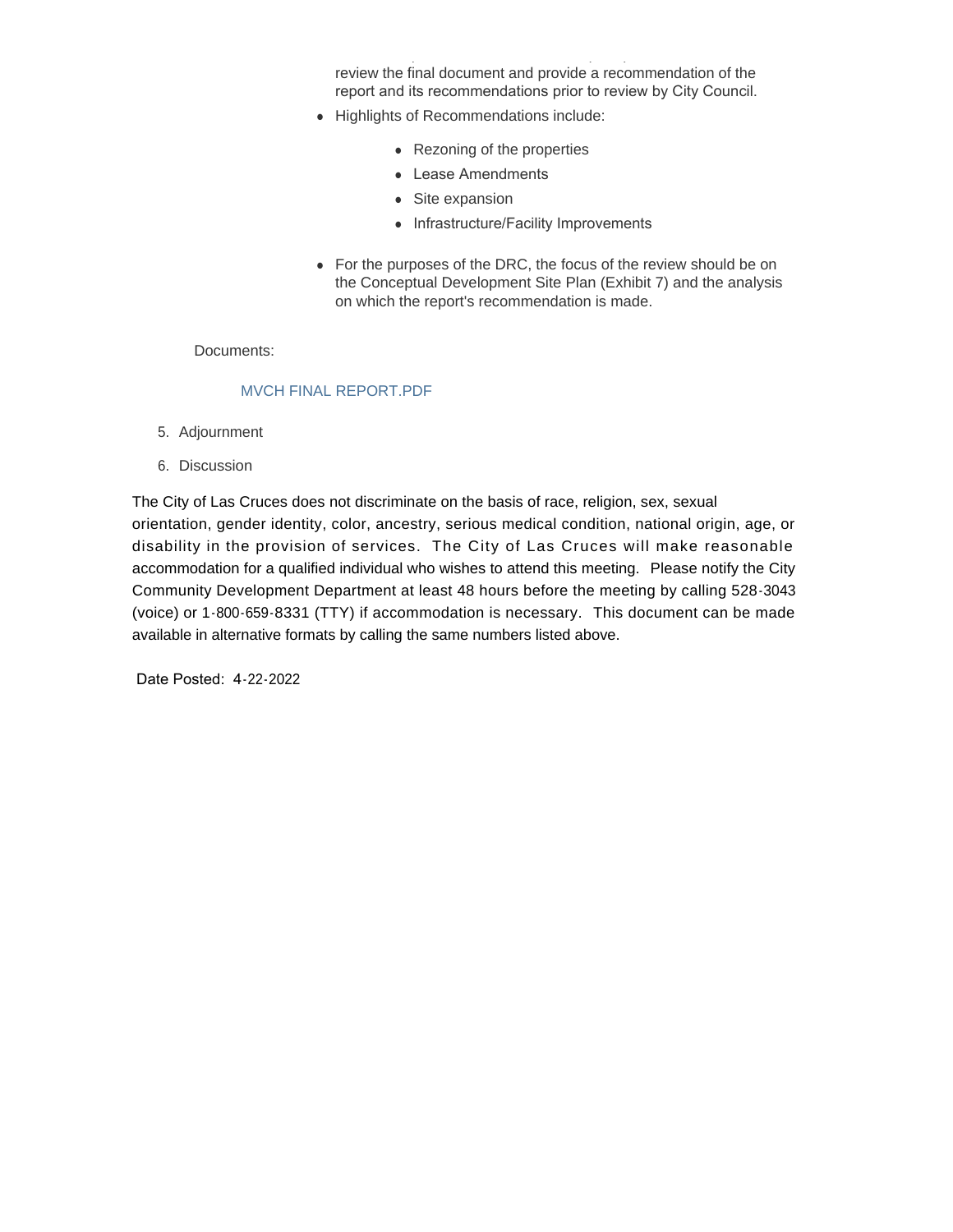review the final document and provide a recommendation of the report and its recommendations prior to review by City Council.

- Highlights of Recommendations include:
  - Rezoning of the properties
  - Lease Amendments
  - Site expansion
  - Infrastructure/Facility Improvements
- For the purposes of the DRC, the focus of the review should be on the Conceptual Development Site Plan (Exhibit 7) and the analysis on which the report's recommendation is made.

Documents:

MVCH FINAL REPORT.PDF

5. Adjournment
6. Discussion

The City of Las Cruces does not discriminate on the basis of race, religion, sex, sexual orientation, gender identity, color, ancestry, serious medical condition, national origin, age, or disability in the provision of services. The City of Las Cruces will make reasonable accommodation for a qualified individual who wishes to attend this meeting. Please notify the City Community Development Department at least 48 hours before the meeting by calling 528-3043 (voice) or 1-800-659-8331 (TTY) if accommodation is necessary. This document can be made available in alternative formats by calling the same numbers listed above.

Date Posted: 4-22-2022